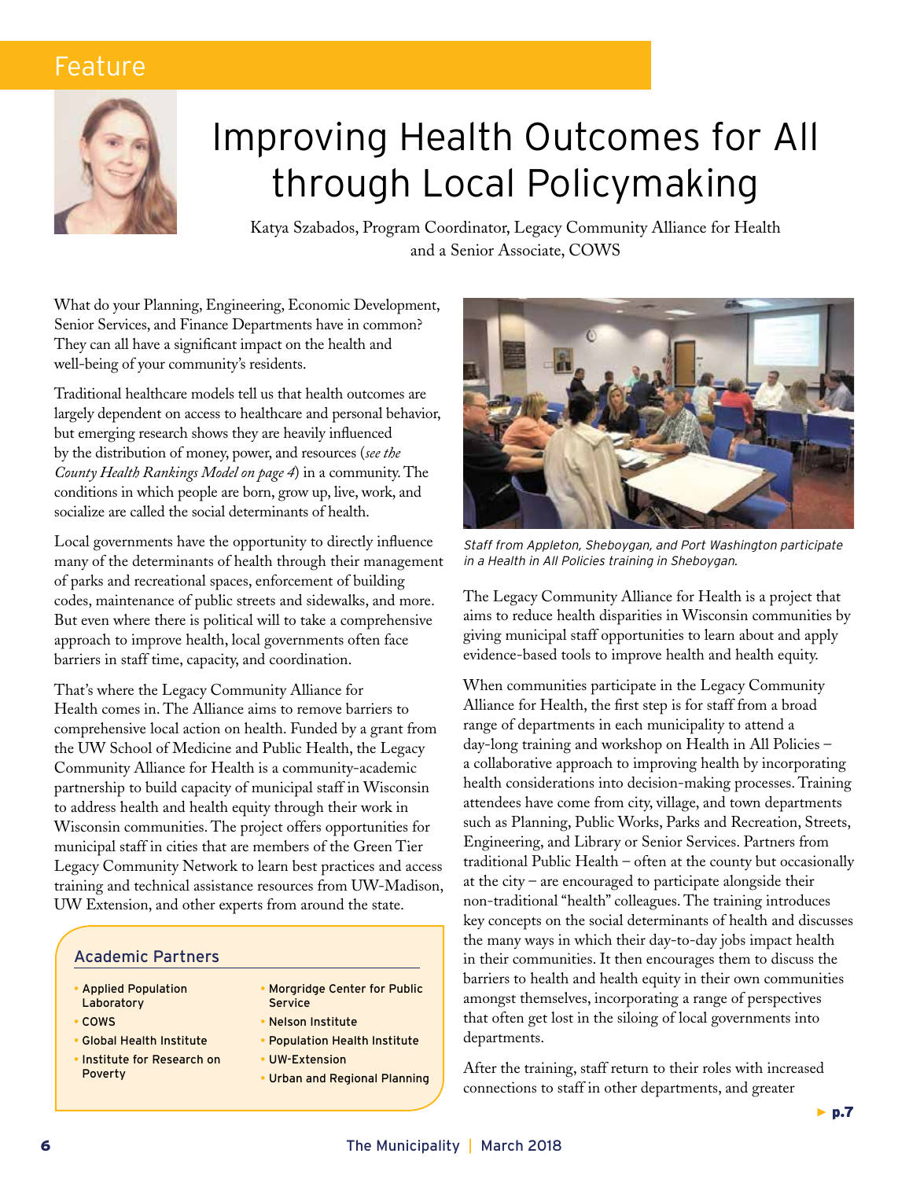Feature

# Improving Health Outcomes for All through Local Policymaking

Katya Szabados, Program Coordinator, Legacy Community Alliance for Health and a Senior Associate, COWS

What do your Planning, Engineering, Economic Development, Senior Services, and Finance Departments have in common? They can all have a significant impact on the health and well-being of your community's residents.

Traditional healthcare models tell us that health outcomes are largely dependent on access to healthcare and personal behavior, but emerging research shows they are heavily influenced by the distribution of money, power, and resources (*see the County Health Rankings Model on page 4*) in a community. The conditions in which people are born, grow up, live, work, and socialize are called the social determinants of health.

Local governments have the opportunity to directly influence many of the determinants of health through their management of parks and recreational spaces, enforcement of building codes, maintenance of public streets and sidewalks, and more. But even where there is political will to take a comprehensive approach to improve health, local governments often face barriers in staff time, capacity, and coordination.

That's where the Legacy Community Alliance for Health comes in. The Alliance aims to remove barriers to comprehensive local action on health. Funded by a grant from the UW School of Medicine and Public Health, the Legacy Community Alliance for Health is a community-academic partnership to build capacity of municipal staff in Wisconsin to address health and health equity through their work in Wisconsin communities. The project offers opportunities for municipal staff in cities that are members of the Green Tier Legacy Community Network to learn best practices and access training and technical assistance resources from UW-Madison, UW Extension, and other experts from around the state.

### Academic Partners

- Applied Population Laboratory
- COWS
- Global Health Institute
- Institute for Research on Poverty
- Morgridge Center for Public Service
- Nelson Institute
- Population Health Institute
- UW-Extension
- Urban and Regional Planning

*Staff from Appleton, Sheboygan, and Port Washington participate in a Health in All Policies training in Sheboygan.*

The Legacy Community Alliance for Health is a project that aims to reduce health disparities in Wisconsin communities by giving municipal staff opportunities to learn about and apply evidence-based tools to improve health and health equity.

When communities participate in the Legacy Community Alliance for Health, the first step is for staff from a broad range of departments in each municipality to attend a day-long training and workshop on Health in All Policies – a collaborative approach to improving health by incorporating health considerations into decision-making processes. Training attendees have come from city, village, and town departments such as Planning, Public Works, Parks and Recreation, Streets, Engineering, and Library or Senior Services. Partners from traditional Public Health – often at the county but occasionally at the city – are encouraged to participate alongside their non-traditional "health" colleagues. The training introduces key concepts on the social determinants of health and discusses the many ways in which their day-to-day jobs impact health in their communities. It then encourages them to discuss the barriers to health and health equity in their own communities amongst themselves, incorporating a range of perspectives that often get lost in the siloing of local governments into departments.

After the training, staff return to their roles with increased connections to staff in other departments, and greater

► p.7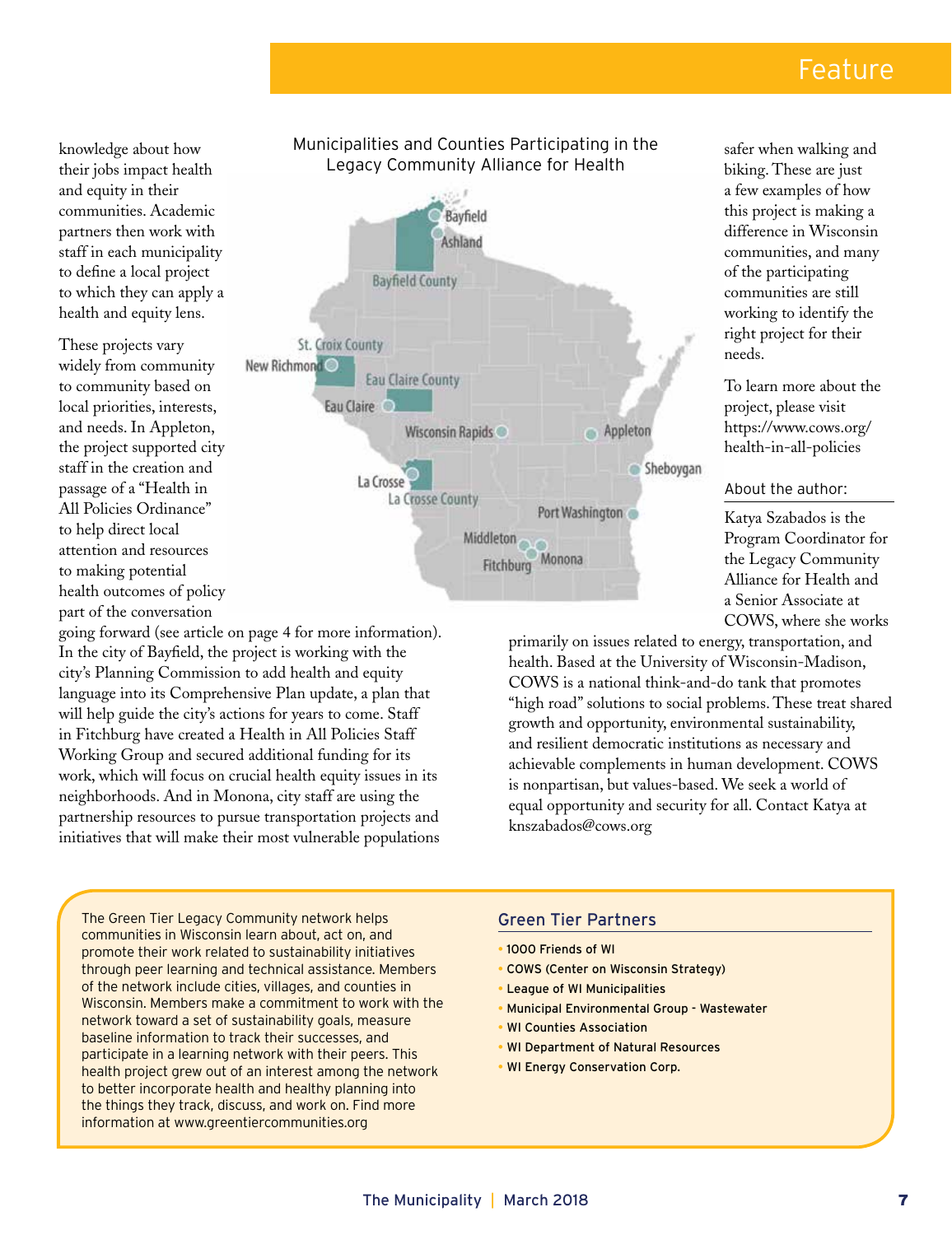knowledge about how their jobs impact health and equity in their communities. Academic partners then work with staff in each municipality to define a local project to which they can apply a health and equity lens.

These projects vary widely from community to community based on local priorities, interests, and needs. In Appleton, the project supported city staff in the creation and passage of a "Health in All Policies Ordinance" to help direct local attention and resources to making potential health outcomes of policy part of the conversation going forward (see article on page 4 for more information). In the city of Bayfield, the project is working with the city's Planning Commission to add health and equity language into its Comprehensive Plan update, a plan that will help guide the city's actions for years to come. Staff in Fitchburg have created a Health in All Policies Staff Working Group and secured additional funding for its work, which will focus on crucial health equity issues in its neighborhoods. And in Monona, city staff are using the partnership resources to pursue transportation projects and initiatives that will make their most vulnerable populations safer when walking and biking. These are just a few examples of how this project is making a difference in Wisconsin communities, and many of the participating communities are still working to identify the right project for their needs.

Municipalities and Counties Participating in the Legacy Community Alliance for Health

Bayfield
Ashland
Bayfield County
St. Croix County
New Richmond
Eau Claire County
Eau Claire
Wisconsin Rapids
Appleton
Sheboygan
La Crosse
La Crosse County
Port Washington
Middleton
Fitchburg
Monona

To learn more about the project, please visit https://www.cows.org/health-in-all-policies

### About the author:

Katya Szabados is the Program Coordinator for the Legacy Community Alliance for Health and a Senior Associate at COWS, where she works primarily on issues related to energy, transportation, and health. Based at the University of Wisconsin-Madison, COWS is a national think-and-do tank that promotes "high road" solutions to social problems. These treat shared growth and opportunity, environmental sustainability, and resilient democratic institutions as necessary and achievable complements in human development. COWS is nonpartisan, but values-based. We seek a world of equal opportunity and security for all. Contact Katya at knszabados@cows.org

The Green Tier Legacy Community network helps communities in Wisconsin learn about, act on, and promote their work related to sustainability initiatives through peer learning and technical assistance. Members of the network include cities, villages, and counties in Wisconsin. Members make a commitment to work with the network toward a set of sustainability goals, measure baseline information to track their successes, and participate in a learning network with their peers. This health project grew out of an interest among the network to better incorporate health and healthy planning into the things they track, discuss, and work on. Find more information at www.greentiercommunities.org

### Green Tier Partners

- 1000 Friends of WI
- COWS (Center on Wisconsin Strategy)
- League of WI Municipalities
- Municipal Environmental Group - Wastewater
- WI Counties Association
- WI Department of Natural Resources
- WI Energy Conservation Corp.